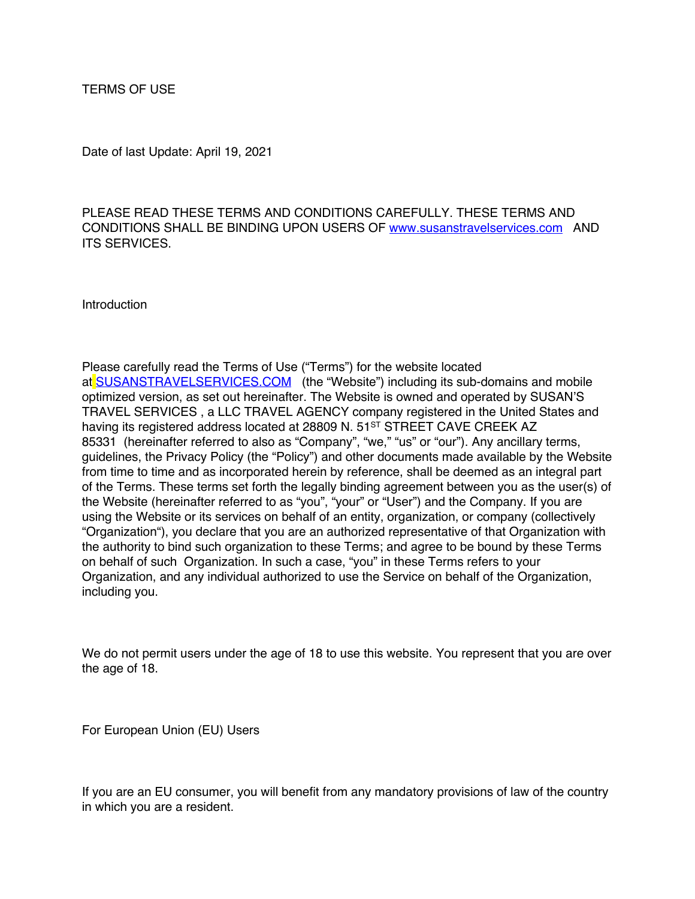# TERMS OF USE

Date of last Update: April 19, 2021

PLEASE READ THESE TERMS AND CONDITIONS CAREFULLY. THESE TERMS AND CONDITIONS SHALL BE BINDING UPON USERS OF www.susanstravelservices.com AND ITS SERVICES.

## Introduction

Please carefully read the Terms of Use ("Terms") for the website located at SUSANSTRAVELSERVICES.COM (the "Website") including its sub-domains and mobile optimized version, as set out hereinafter. The Website is owned and operated by SUSAN'S TRAVEL SERVICES , a LLC TRAVEL AGENCY company registered in the United States and having its registered address located at 28809 N. 51ST STREET CAVE CREEK AZ 85331 (hereinafter referred to also as "Company", "we," "us" or "our"). Any ancillary terms, guidelines, the Privacy Policy (the "Policy") and other documents made available by the Website from time to time and as incorporated herein by reference, shall be deemed as an integral part of the Terms. These terms set forth the legally binding agreement between you as the user(s) of the Website (hereinafter referred to as "you", "your" or "User") and the Company. If you are using the Website or its services on behalf of an entity, organization, or company (collectively "Organization"), you declare that you are an authorized representative of that Organization with the authority to bind such organization to these Terms; and agree to be bound by these Terms on behalf of such Organization. In such a case, "you" in these Terms refers to your Organization, and any individual authorized to use the Service on behalf of the Organization, including you.

We do not permit users under the age of 18 to use this website. You represent that you are over the age of 18.

## For European Union (EU) Users

If you are an EU consumer, you will benefit from any mandatory provisions of law of the country in which you are a resident.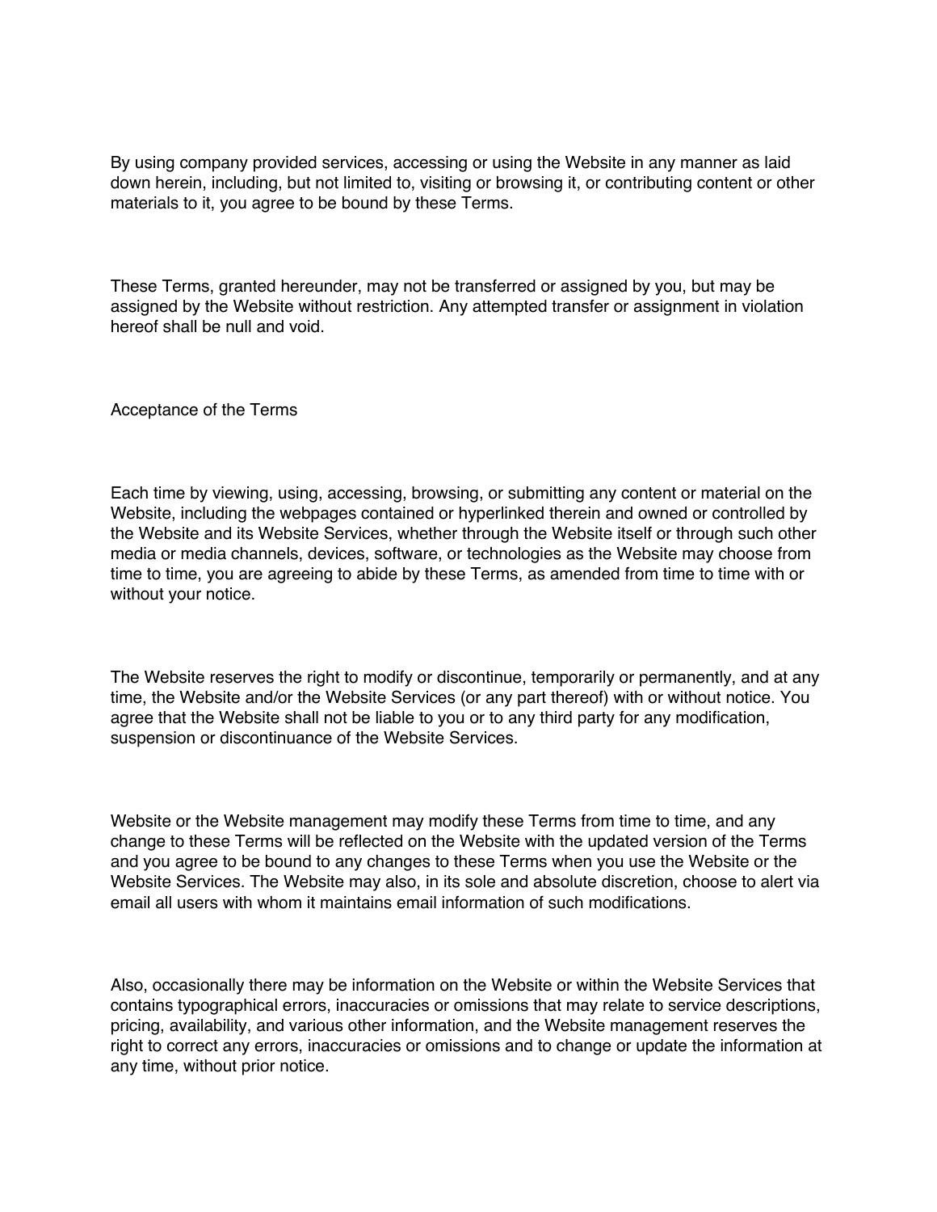By using company provided services, accessing or using the Website in any manner as laid down herein, including, but not limited to, visiting or browsing it, or contributing content or other materials to it, you agree to be bound by these Terms.

These Terms, granted hereunder, may not be transferred or assigned by you, but may be assigned by the Website without restriction. Any attempted transfer or assignment in violation hereof shall be null and void.

## Acceptance of the Terms

Each time by viewing, using, accessing, browsing, or submitting any content or material on the Website, including the webpages contained or hyperlinked therein and owned or controlled by the Website and its Website Services, whether through the Website itself or through such other media or media channels, devices, software, or technologies as the Website may choose from time to time, you are agreeing to abide by these Terms, as amended from time to time with or without your notice.

The Website reserves the right to modify or discontinue, temporarily or permanently, and at any time, the Website and/or the Website Services (or any part thereof) with or without notice. You agree that the Website shall not be liable to you or to any third party for any modification, suspension or discontinuance of the Website Services.

Website or the Website management may modify these Terms from time to time, and any change to these Terms will be reflected on the Website with the updated version of the Terms and you agree to be bound to any changes to these Terms when you use the Website or the Website Services. The Website may also, in its sole and absolute discretion, choose to alert via email all users with whom it maintains email information of such modifications.

Also, occasionally there may be information on the Website or within the Website Services that contains typographical errors, inaccuracies or omissions that may relate to service descriptions, pricing, availability, and various other information, and the Website management reserves the right to correct any errors, inaccuracies or omissions and to change or update the information at any time, without prior notice.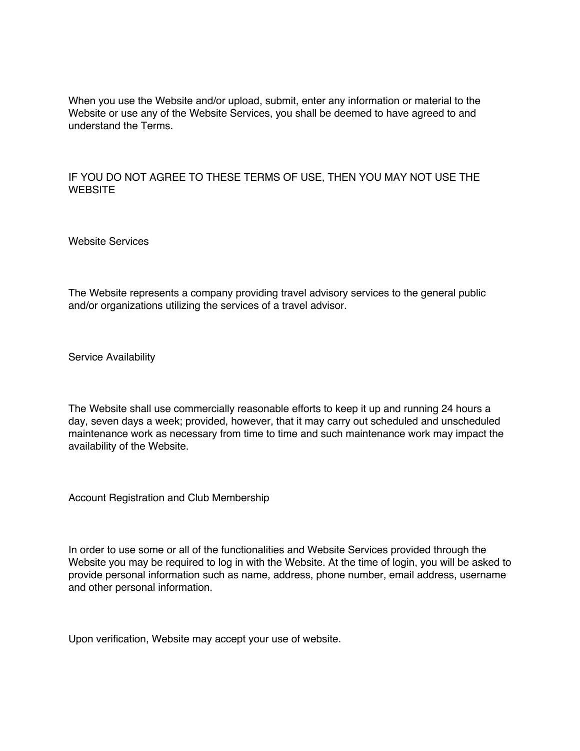When you use the Website and/or upload, submit, enter any information or material to the Website or use any of the Website Services, you shall be deemed to have agreed to and understand the Terms.

IF YOU DO NOT AGREE TO THESE TERMS OF USE, THEN YOU MAY NOT USE THE WEBSITE

## Website Services

The Website represents a company providing travel advisory services to the general public and/or organizations utilizing the services of a travel advisor.

## Service Availability

The Website shall use commercially reasonable efforts to keep it up and running 24 hours a day, seven days a week; provided, however, that it may carry out scheduled and unscheduled maintenance work as necessary from time to time and such maintenance work may impact the availability of the Website.

## Account Registration and Club Membership

In order to use some or all of the functionalities and Website Services provided through the Website you may be required to log in with the Website. At the time of login, you will be asked to provide personal information such as name, address, phone number, email address, username and other personal information.

Upon verification, Website may accept your use of website.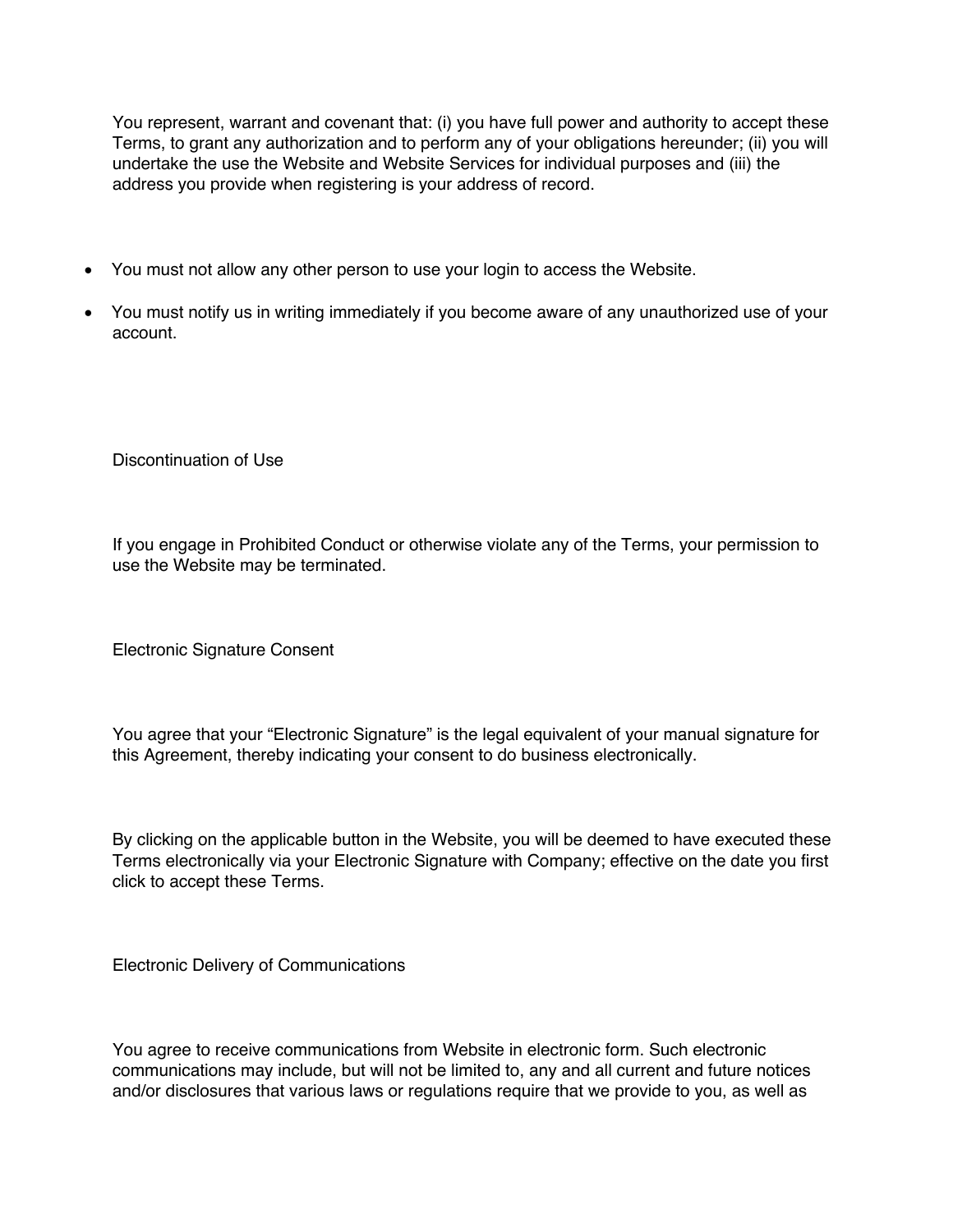You represent, warrant and covenant that: (i) you have full power and authority to accept these Terms, to grant any authorization and to perform any of your obligations hereunder; (ii) you will undertake the use the Website and Website Services for individual purposes and (iii) the address you provide when registering is your address of record.

- You must not allow any other person to use your login to access the Website.
- You must notify us in writing immediately if you become aware of any unauthorized use of your account.

## Discontinuation of Use

If you engage in Prohibited Conduct or otherwise violate any of the Terms, your permission to use the Website may be terminated.

## Electronic Signature Consent

You agree that your “Electronic Signature” is the legal equivalent of your manual signature for this Agreement, thereby indicating your consent to do business electronically.

By clicking on the applicable button in the Website, you will be deemed to have executed these Terms electronically via your Electronic Signature with Company; effective on the date you first click to accept these Terms.

## Electronic Delivery of Communications

You agree to receive communications from Website in electronic form. Such electronic communications may include, but will not be limited to, any and all current and future notices and/or disclosures that various laws or regulations require that we provide to you, as well as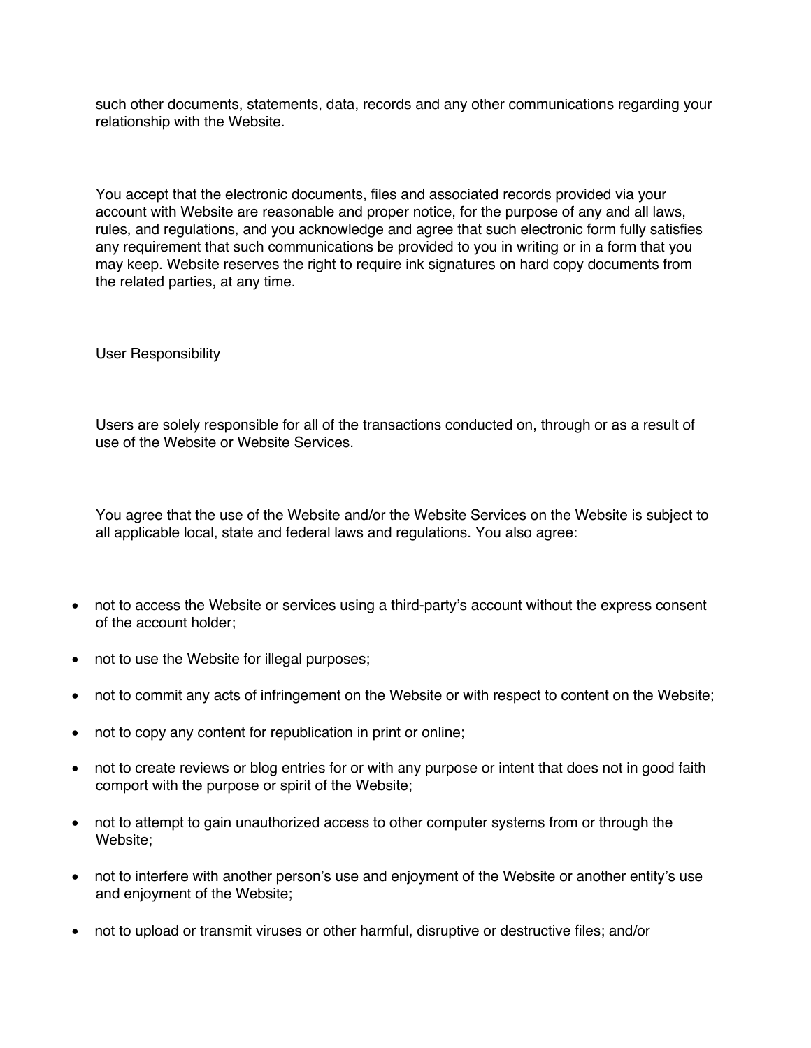such other documents, statements, data, records and any other communications regarding your relationship with the Website.

You accept that the electronic documents, files and associated records provided via your account with Website are reasonable and proper notice, for the purpose of any and all laws, rules, and regulations, and you acknowledge and agree that such electronic form fully satisfies any requirement that such communications be provided to you in writing or in a form that you may keep. Website reserves the right to require ink signatures on hard copy documents from the related parties, at any time.

## User Responsibility

Users are solely responsible for all of the transactions conducted on, through or as a result of use of the Website or Website Services.

You agree that the use of the Website and/or the Website Services on the Website is subject to all applicable local, state and federal laws and regulations. You also agree:

- not to access the Website or services using a third-party's account without the express consent of the account holder;
- not to use the Website for illegal purposes;
- not to commit any acts of infringement on the Website or with respect to content on the Website;
- not to copy any content for republication in print or online;
- not to create reviews or blog entries for or with any purpose or intent that does not in good faith comport with the purpose or spirit of the Website;
- not to attempt to gain unauthorized access to other computer systems from or through the Website;
- not to interfere with another person's use and enjoyment of the Website or another entity's use and enjoyment of the Website;
- not to upload or transmit viruses or other harmful, disruptive or destructive files; and/or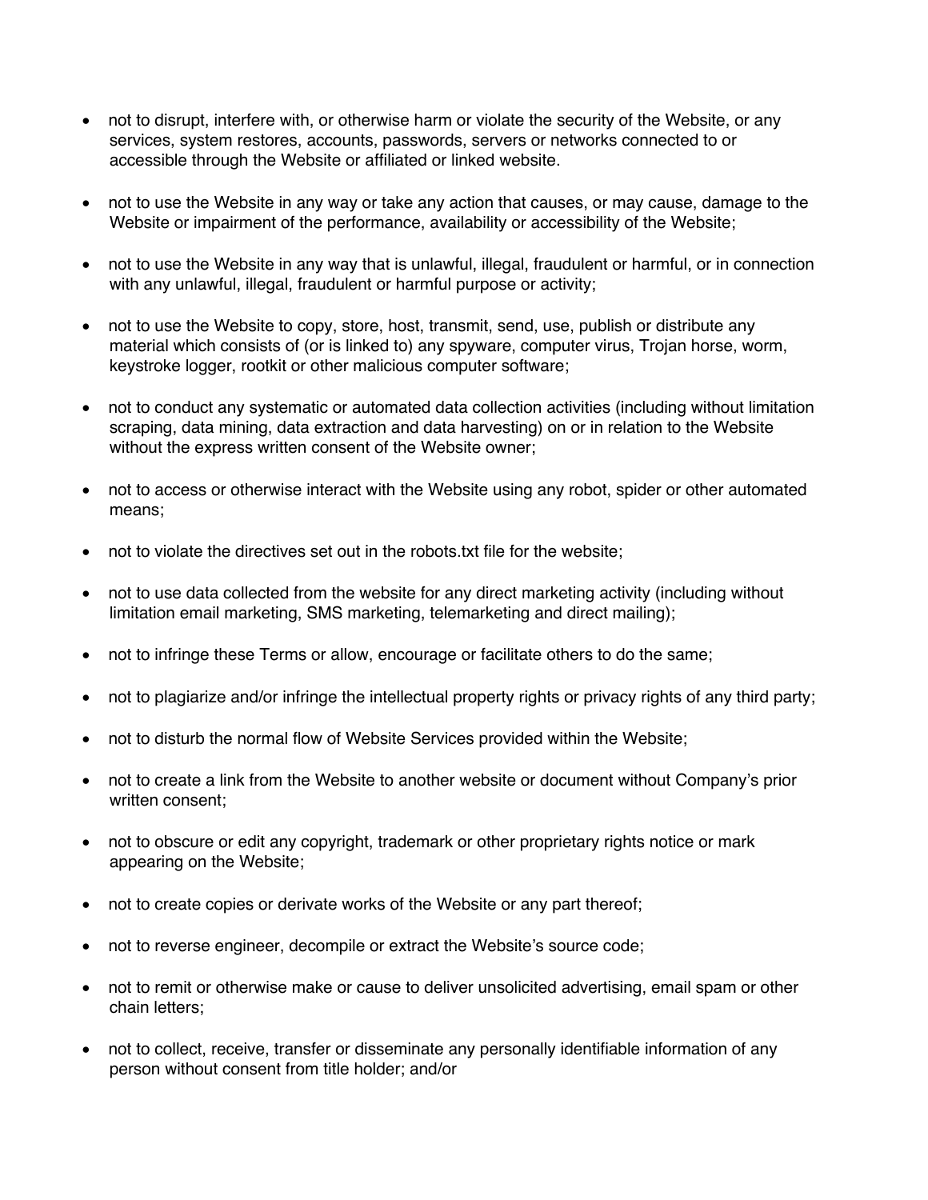- not to disrupt, interfere with, or otherwise harm or violate the security of the Website, or any services, system restores, accounts, passwords, servers or networks connected to or accessible through the Website or affiliated or linked website.

- not to use the Website in any way or take any action that causes, or may cause, damage to the Website or impairment of the performance, availability or accessibility of the Website;

- not to use the Website in any way that is unlawful, illegal, fraudulent or harmful, or in connection with any unlawful, illegal, fraudulent or harmful purpose or activity;

- not to use the Website to copy, store, host, transmit, send, use, publish or distribute any material which consists of (or is linked to) any spyware, computer virus, Trojan horse, worm, keystroke logger, rootkit or other malicious computer software;

- not to conduct any systematic or automated data collection activities (including without limitation scraping, data mining, data extraction and data harvesting) on or in relation to the Website without the express written consent of the Website owner;

- not to access or otherwise interact with the Website using any robot, spider or other automated means;

- not to violate the directives set out in the robots.txt file for the website;

- not to use data collected from the website for any direct marketing activity (including without limitation email marketing, SMS marketing, telemarketing and direct mailing);

- not to infringe these Terms or allow, encourage or facilitate others to do the same;

- not to plagiarize and/or infringe the intellectual property rights or privacy rights of any third party;

- not to disturb the normal flow of Website Services provided within the Website;

- not to create a link from the Website to another website or document without Company's prior written consent;

- not to obscure or edit any copyright, trademark or other proprietary rights notice or mark appearing on the Website;

- not to create copies or derivate works of the Website or any part thereof;

- not to reverse engineer, decompile or extract the Website's source code;

- not to remit or otherwise make or cause to deliver unsolicited advertising, email spam or other chain letters;

- not to collect, receive, transfer or disseminate any personally identifiable information of any person without consent from title holder; and/or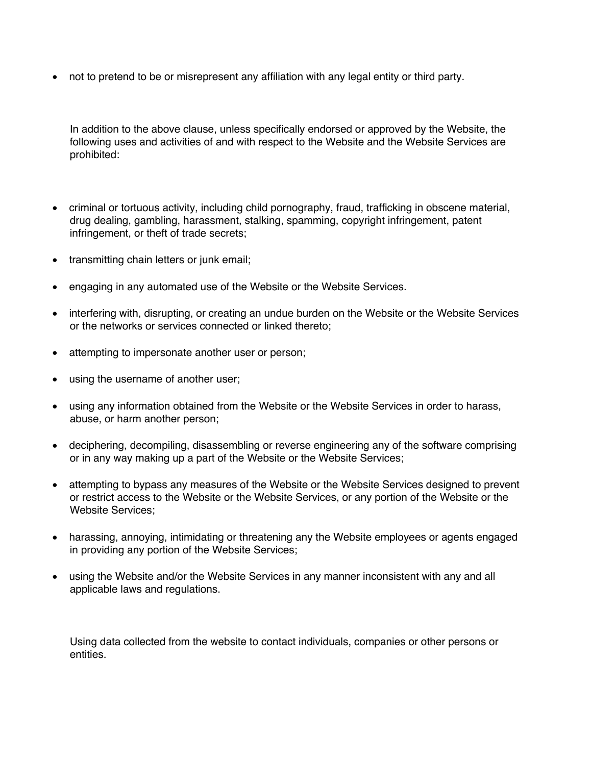- not to pretend to be or misrepresent any affiliation with any legal entity or third party.

In addition to the above clause, unless specifically endorsed or approved by the Website, the following uses and activities of and with respect to the Website and the Website Services are prohibited:

- criminal or tortuous activity, including child pornography, fraud, trafficking in obscene material, drug dealing, gambling, harassment, stalking, spamming, copyright infringement, patent infringement, or theft of trade secrets;
- transmitting chain letters or junk email;
- engaging in any automated use of the Website or the Website Services.
- interfering with, disrupting, or creating an undue burden on the Website or the Website Services or the networks or services connected or linked thereto;
- attempting to impersonate another user or person;
- using the username of another user;
- using any information obtained from the Website or the Website Services in order to harass, abuse, or harm another person;
- deciphering, decompiling, disassembling or reverse engineering any of the software comprising or in any way making up a part of the Website or the Website Services;
- attempting to bypass any measures of the Website or the Website Services designed to prevent or restrict access to the Website or the Website Services, or any portion of the Website or the Website Services;
- harassing, annoying, intimidating or threatening any the Website employees or agents engaged in providing any portion of the Website Services;
- using the Website and/or the Website Services in any manner inconsistent with any and all applicable laws and regulations.

Using data collected from the website to contact individuals, companies or other persons or entities.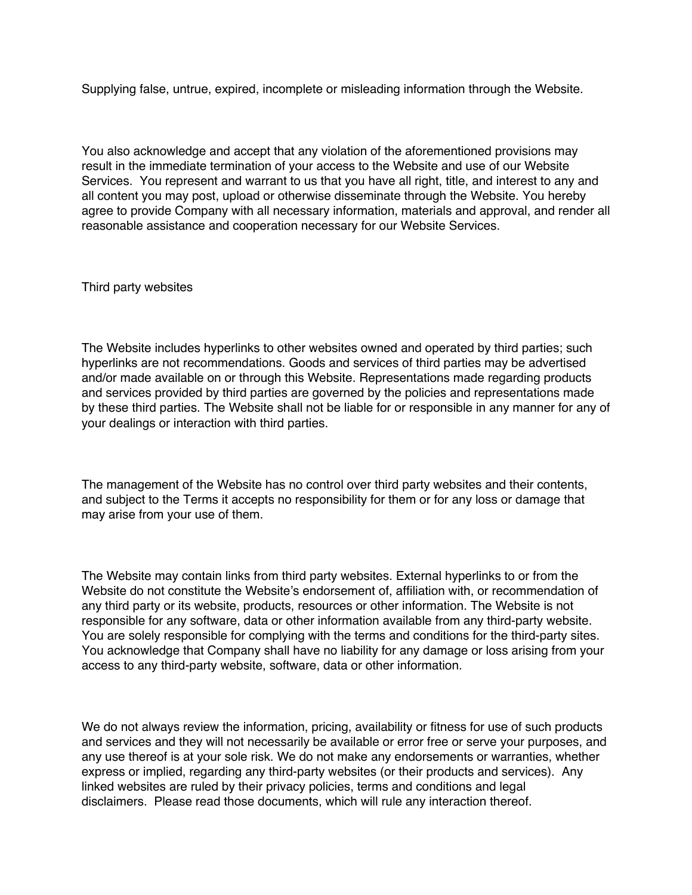Supplying false, untrue, expired, incomplete or misleading information through the Website.

You also acknowledge and accept that any violation of the aforementioned provisions may result in the immediate termination of your access to the Website and use of our Website Services. You represent and warrant to us that you have all right, title, and interest to any and all content you may post, upload or otherwise disseminate through the Website. You hereby agree to provide Company with all necessary information, materials and approval, and render all reasonable assistance and cooperation necessary for our Website Services.

## Third party websites

The Website includes hyperlinks to other websites owned and operated by third parties; such hyperlinks are not recommendations. Goods and services of third parties may be advertised and/or made available on or through this Website. Representations made regarding products and services provided by third parties are governed by the policies and representations made by these third parties. The Website shall not be liable for or responsible in any manner for any of your dealings or interaction with third parties.

The management of the Website has no control over third party websites and their contents, and subject to the Terms it accepts no responsibility for them or for any loss or damage that may arise from your use of them.

The Website may contain links from third party websites. External hyperlinks to or from the Website do not constitute the Website's endorsement of, affiliation with, or recommendation of any third party or its website, products, resources or other information. The Website is not responsible for any software, data or other information available from any third-party website. You are solely responsible for complying with the terms and conditions for the third-party sites. You acknowledge that Company shall have no liability for any damage or loss arising from your access to any third-party website, software, data or other information.

We do not always review the information, pricing, availability or fitness for use of such products and services and they will not necessarily be available or error free or serve your purposes, and any use thereof is at your sole risk. We do not make any endorsements or warranties, whether express or implied, regarding any third-party websites (or their products and services). Any linked websites are ruled by their privacy policies, terms and conditions and legal disclaimers. Please read those documents, which will rule any interaction thereof.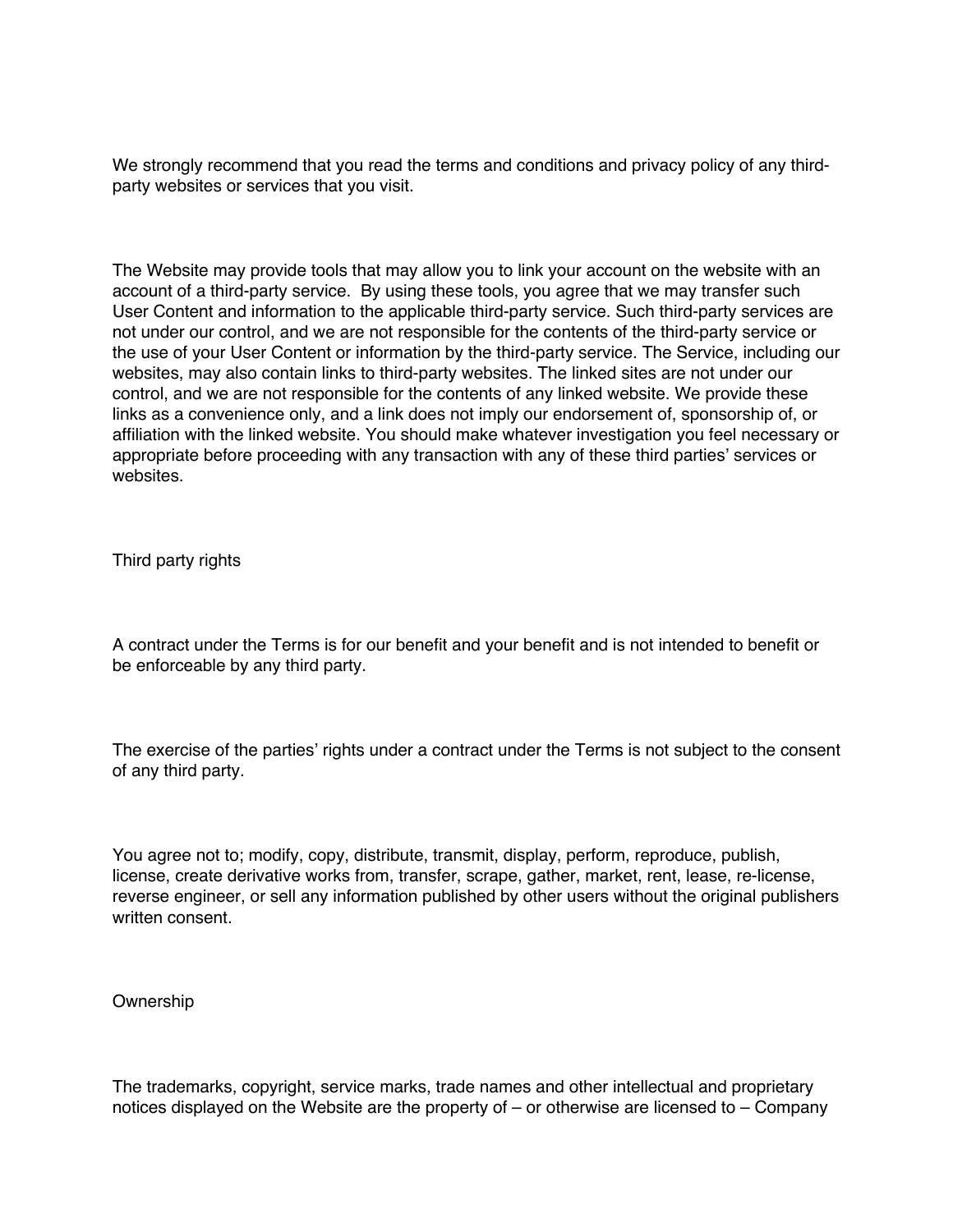We strongly recommend that you read the terms and conditions and privacy policy of any third-party websites or services that you visit.

The Website may provide tools that may allow you to link your account on the website with an account of a third-party service. By using these tools, you agree that we may transfer such User Content and information to the applicable third-party service. Such third-party services are not under our control, and we are not responsible for the contents of the third-party service or the use of your User Content or information by the third-party service. The Service, including our websites, may also contain links to third-party websites. The linked sites are not under our control, and we are not responsible for the contents of any linked website. We provide these links as a convenience only, and a link does not imply our endorsement of, sponsorship of, or affiliation with the linked website. You should make whatever investigation you feel necessary or appropriate before proceeding with any transaction with any of these third parties' services or websites.

## Third party rights

A contract under the Terms is for our benefit and your benefit and is not intended to benefit or be enforceable by any third party.

The exercise of the parties' rights under a contract under the Terms is not subject to the consent of any third party.

You agree not to; modify, copy, distribute, transmit, display, perform, reproduce, publish, license, create derivative works from, transfer, scrape, gather, market, rent, lease, re-license, reverse engineer, or sell any information published by other users without the original publishers written consent.

## Ownership

The trademarks, copyright, service marks, trade names and other intellectual and proprietary notices displayed on the Website are the property of – or otherwise are licensed to – Company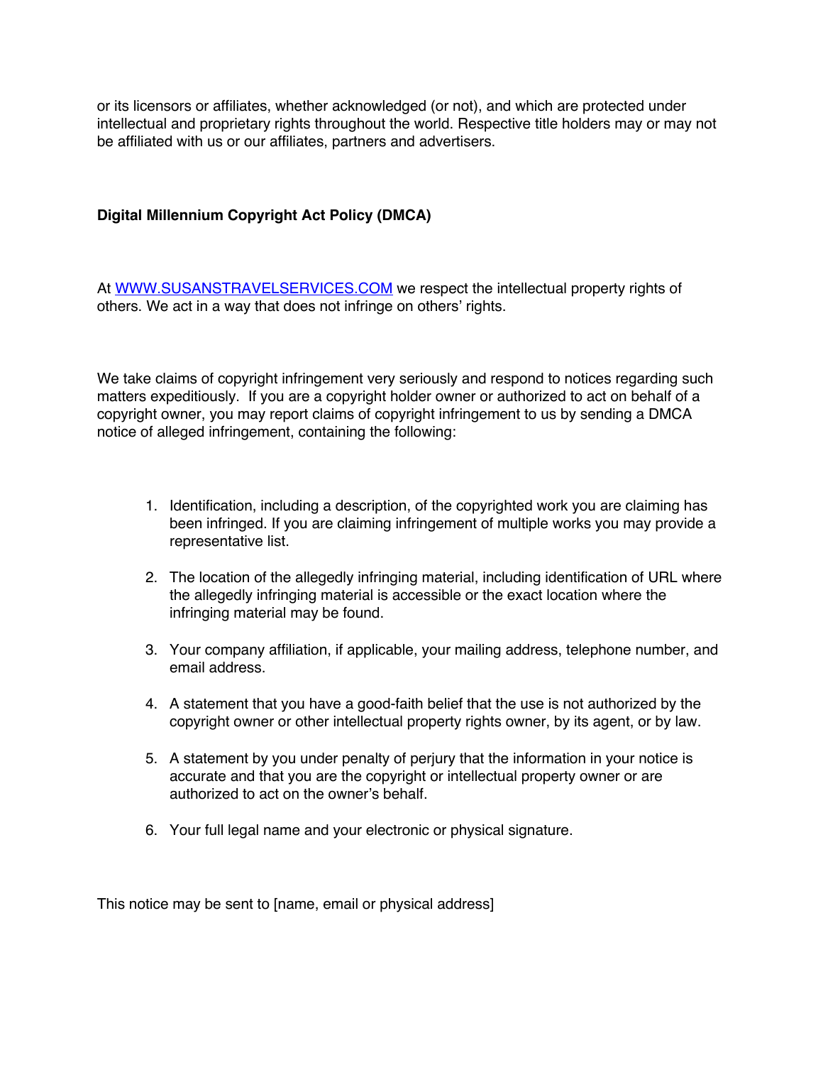or its licensors or affiliates, whether acknowledged (or not), and which are protected under intellectual and proprietary rights throughout the world. Respective title holders may or may not be affiliated with us or our affiliates, partners and advertisers.

**Digital Millennium Copyright Act Policy (DMCA)**

At [WWW.SUSANSTRAVELSERVICES.COM](http://WWW.SUSANSTRAVELSERVICES.COM) we respect the intellectual property rights of others. We act in a way that does not infringe on others' rights.

We take claims of copyright infringement very seriously and respond to notices regarding such matters expeditiously. If you are a copyright holder owner or authorized to act on behalf of a copyright owner, you may report claims of copyright infringement to us by sending a DMCA notice of alleged infringement, containing the following:

1. Identification, including a description, of the copyrighted work you are claiming has been infringed. If you are claiming infringement of multiple works you may provide a representative list.
2. The location of the allegedly infringing material, including identification of URL where the allegedly infringing material is accessible or the exact location where the infringing material may be found.
3. Your company affiliation, if applicable, your mailing address, telephone number, and email address.
4. A statement that you have a good-faith belief that the use is not authorized by the copyright owner or other intellectual property rights owner, by its agent, or by law.
5. A statement by you under penalty of perjury that the information in your notice is accurate and that you are the copyright or intellectual property owner or are authorized to act on the owner's behalf.
6. Your full legal name and your electronic or physical signature.

This notice may be sent to [name, email or physical address]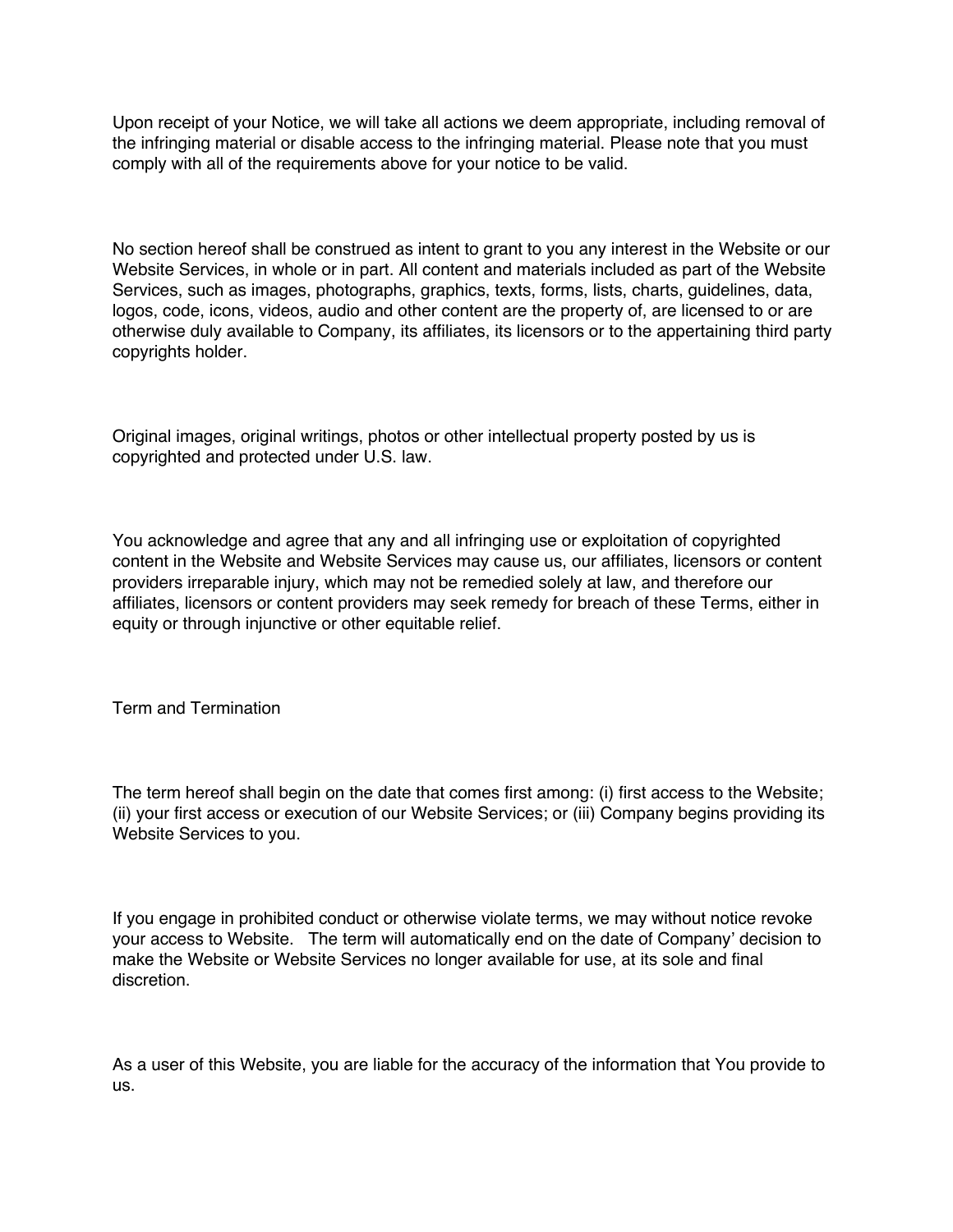Upon receipt of your Notice, we will take all actions we deem appropriate, including removal of the infringing material or disable access to the infringing material. Please note that you must comply with all of the requirements above for your notice to be valid.

No section hereof shall be construed as intent to grant to you any interest in the Website or our Website Services, in whole or in part. All content and materials included as part of the Website Services, such as images, photographs, graphics, texts, forms, lists, charts, guidelines, data, logos, code, icons, videos, audio and other content are the property of, are licensed to or are otherwise duly available to Company, its affiliates, its licensors or to the appertaining third party copyrights holder.

Original images, original writings, photos or other intellectual property posted by us is copyrighted and protected under U.S. law.

You acknowledge and agree that any and all infringing use or exploitation of copyrighted content in the Website and Website Services may cause us, our affiliates, licensors or content providers irreparable injury, which may not be remedied solely at law, and therefore our affiliates, licensors or content providers may seek remedy for breach of these Terms, either in equity or through injunctive or other equitable relief.

## Term and Termination

The term hereof shall begin on the date that comes first among: (i) first access to the Website; (ii) your first access or execution of our Website Services; or (iii) Company begins providing its Website Services to you.

If you engage in prohibited conduct or otherwise violate terms, we may without notice revoke your access to Website. The term will automatically end on the date of Company' decision to make the Website or Website Services no longer available for use, at its sole and final discretion.

As a user of this Website, you are liable for the accuracy of the information that You provide to us.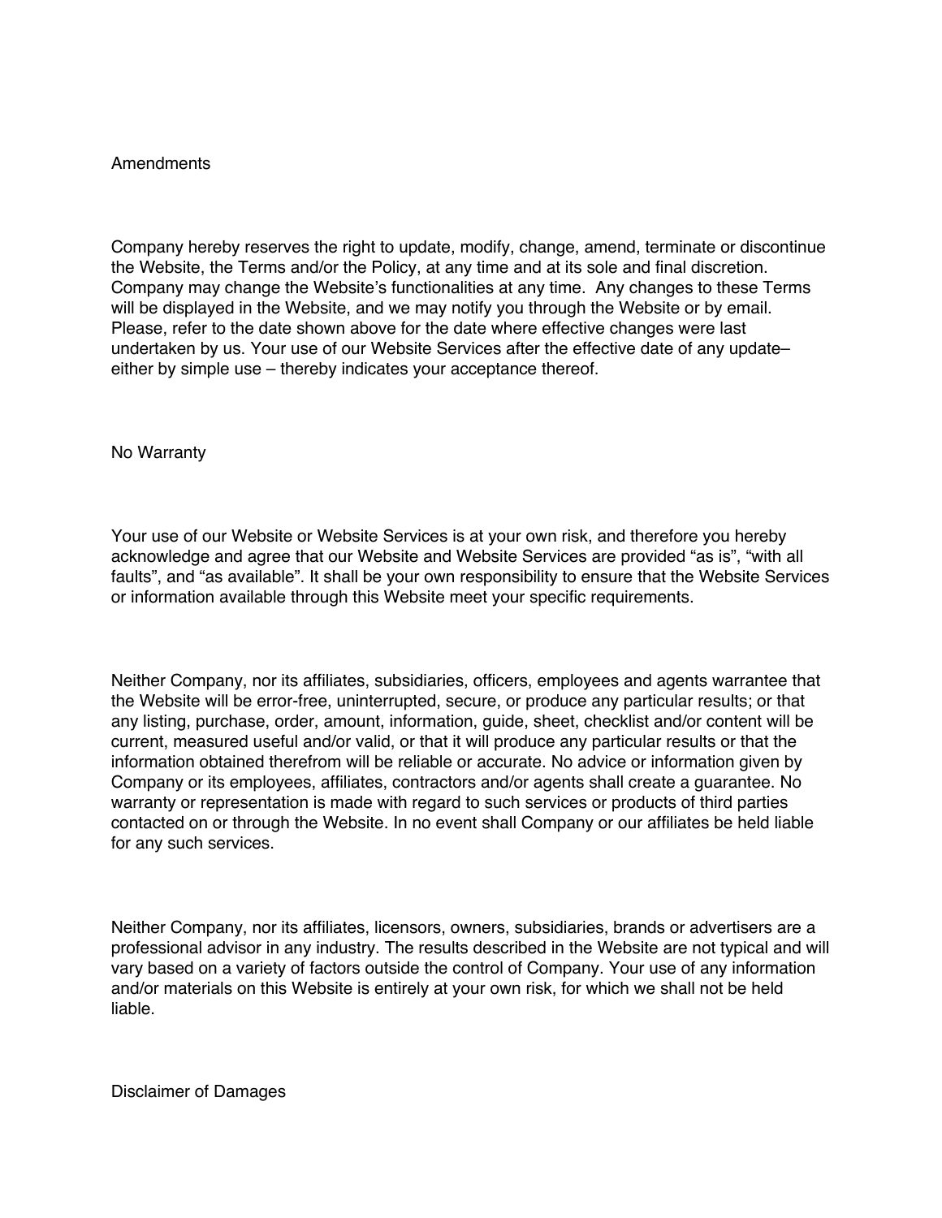## Amendments

Company hereby reserves the right to update, modify, change, amend, terminate or discontinue the Website, the Terms and/or the Policy, at any time and at its sole and final discretion. Company may change the Website's functionalities at any time.  Any changes to these Terms will be displayed in the Website, and we may notify you through the Website or by email. Please, refer to the date shown above for the date where effective changes were last undertaken by us. Your use of our Website Services after the effective date of any update– either by simple use – thereby indicates your acceptance thereof.

## No Warranty

Your use of our Website or Website Services is at your own risk, and therefore you hereby acknowledge and agree that our Website and Website Services are provided "as is", "with all faults", and "as available". It shall be your own responsibility to ensure that the Website Services or information available through this Website meet your specific requirements.

Neither Company, nor its affiliates, subsidiaries, officers, employees and agents warrantee that the Website will be error-free, uninterrupted, secure, or produce any particular results; or that any listing, purchase, order, amount, information, guide, sheet, checklist and/or content will be current, measured useful and/or valid, or that it will produce any particular results or that the information obtained therefrom will be reliable or accurate. No advice or information given by Company or its employees, affiliates, contractors and/or agents shall create a guarantee. No warranty or representation is made with regard to such services or products of third parties contacted on or through the Website. In no event shall Company or our affiliates be held liable for any such services.

Neither Company, nor its affiliates, licensors, owners, subsidiaries, brands or advertisers are a professional advisor in any industry. The results described in the Website are not typical and will vary based on a variety of factors outside the control of Company. Your use of any information and/or materials on this Website is entirely at your own risk, for which we shall not be held liable.

## Disclaimer of Damages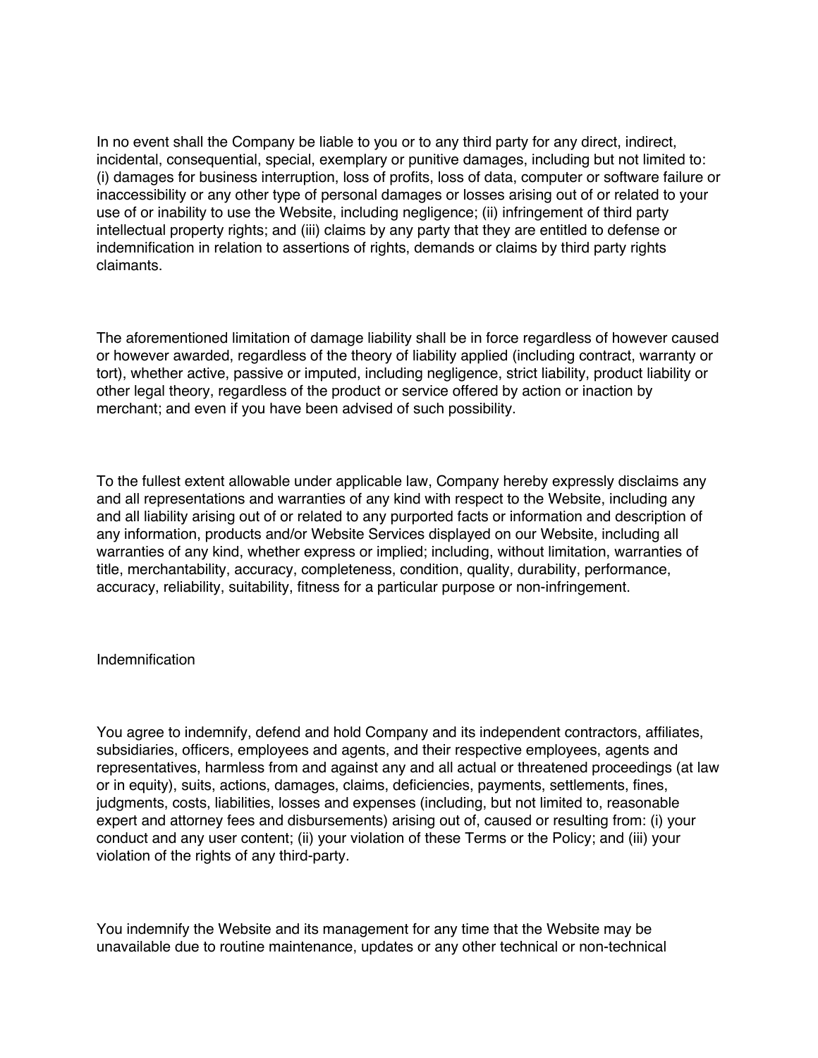In no event shall the Company be liable to you or to any third party for any direct, indirect, incidental, consequential, special, exemplary or punitive damages, including but not limited to: (i) damages for business interruption, loss of profits, loss of data, computer or software failure or inaccessibility or any other type of personal damages or losses arising out of or related to your use of or inability to use the Website, including negligence; (ii) infringement of third party intellectual property rights; and (iii) claims by any party that they are entitled to defense or indemnification in relation to assertions of rights, demands or claims by third party rights claimants.

The aforementioned limitation of damage liability shall be in force regardless of however caused or however awarded, regardless of the theory of liability applied (including contract, warranty or tort), whether active, passive or imputed, including negligence, strict liability, product liability or other legal theory, regardless of the product or service offered by action or inaction by merchant; and even if you have been advised of such possibility.

To the fullest extent allowable under applicable law, Company hereby expressly disclaims any and all representations and warranties of any kind with respect to the Website, including any and all liability arising out of or related to any purported facts or information and description of any information, products and/or Website Services displayed on our Website, including all warranties of any kind, whether express or implied; including, without limitation, warranties of title, merchantability, accuracy, completeness, condition, quality, durability, performance, accuracy, reliability, suitability, fitness for a particular purpose or non-infringement.

## Indemnification

You agree to indemnify, defend and hold Company and its independent contractors, affiliates, subsidiaries, officers, employees and agents, and their respective employees, agents and representatives, harmless from and against any and all actual or threatened proceedings (at law or in equity), suits, actions, damages, claims, deficiencies, payments, settlements, fines, judgments, costs, liabilities, losses and expenses (including, but not limited to, reasonable expert and attorney fees and disbursements) arising out of, caused or resulting from: (i) your conduct and any user content; (ii) your violation of these Terms or the Policy; and (iii) your violation of the rights of any third-party.

You indemnify the Website and its management for any time that the Website may be unavailable due to routine maintenance, updates or any other technical or non-technical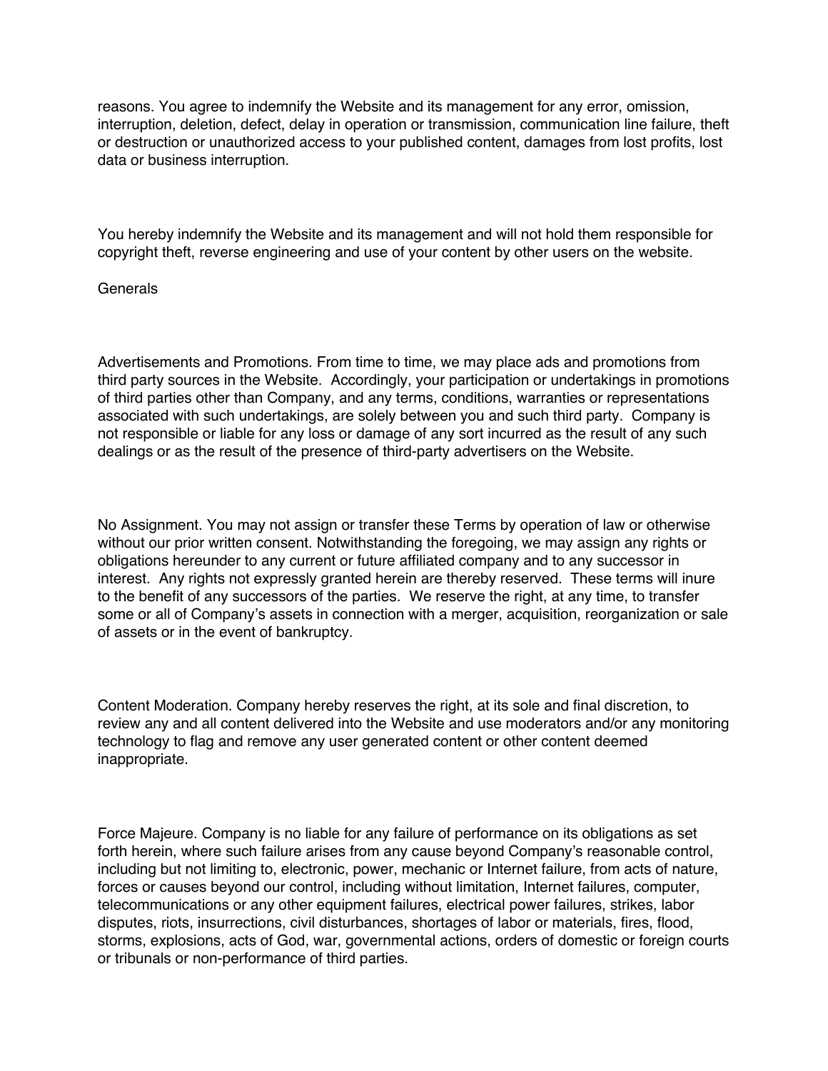reasons. You agree to indemnify the Website and its management for any error, omission, interruption, deletion, defect, delay in operation or transmission, communication line failure, theft or destruction or unauthorized access to your published content, damages from lost profits, lost data or business interruption.

You hereby indemnify the Website and its management and will not hold them responsible for copyright theft, reverse engineering and use of your content by other users on the website.

Generals

Advertisements and Promotions. From time to time, we may place ads and promotions from third party sources in the Website. Accordingly, your participation or undertakings in promotions of third parties other than Company, and any terms, conditions, warranties or representations associated with such undertakings, are solely between you and such third party. Company is not responsible or liable for any loss or damage of any sort incurred as the result of any such dealings or as the result of the presence of third-party advertisers on the Website.

No Assignment. You may not assign or transfer these Terms by operation of law or otherwise without our prior written consent. Notwithstanding the foregoing, we may assign any rights or obligations hereunder to any current or future affiliated company and to any successor in interest. Any rights not expressly granted herein are thereby reserved. These terms will inure to the benefit of any successors of the parties. We reserve the right, at any time, to transfer some or all of Company's assets in connection with a merger, acquisition, reorganization or sale of assets or in the event of bankruptcy.

Content Moderation. Company hereby reserves the right, at its sole and final discretion, to review any and all content delivered into the Website and use moderators and/or any monitoring technology to flag and remove any user generated content or other content deemed inappropriate.

Force Majeure. Company is no liable for any failure of performance on its obligations as set forth herein, where such failure arises from any cause beyond Company's reasonable control, including but not limiting to, electronic, power, mechanic or Internet failure, from acts of nature, forces or causes beyond our control, including without limitation, Internet failures, computer, telecommunications or any other equipment failures, electrical power failures, strikes, labor disputes, riots, insurrections, civil disturbances, shortages of labor or materials, fires, flood, storms, explosions, acts of God, war, governmental actions, orders of domestic or foreign courts or tribunals or non-performance of third parties.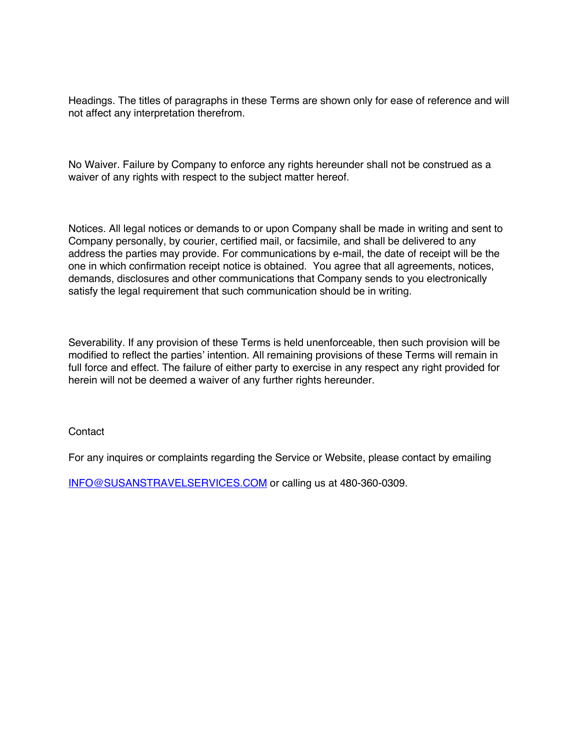Headings. The titles of paragraphs in these Terms are shown only for ease of reference and will not affect any interpretation therefrom.

No Waiver. Failure by Company to enforce any rights hereunder shall not be construed as a waiver of any rights with respect to the subject matter hereof.

Notices. All legal notices or demands to or upon Company shall be made in writing and sent to Company personally, by courier, certified mail, or facsimile, and shall be delivered to any address the parties may provide. For communications by e-mail, the date of receipt will be the one in which confirmation receipt notice is obtained.  You agree that all agreements, notices, demands, disclosures and other communications that Company sends to you electronically satisfy the legal requirement that such communication should be in writing.

Severability. If any provision of these Terms is held unenforceable, then such provision will be modified to reflect the parties' intention. All remaining provisions of these Terms will remain in full force and effect. The failure of either party to exercise in any respect any right provided for herein will not be deemed a waiver of any further rights hereunder.

Contact

For any inquires or complaints regarding the Service or Website, please contact by emailing

INFO@SUSANSTRAVELSERVICES.COM or calling us at 480-360-0309.